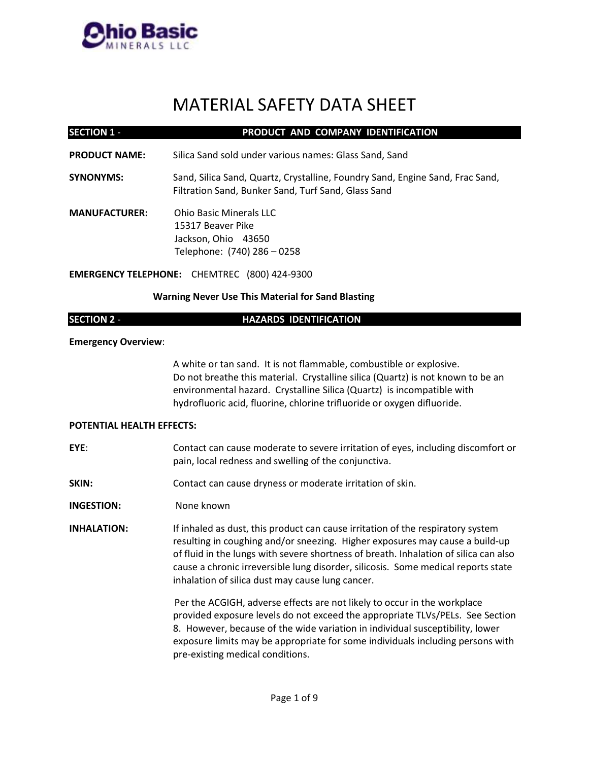# Ohio Basic MINERALS LLC

# MATERIAL SAFETY DATA SHEET

## SECTION 1 - PRODUCT AND COMPANY IDENTIFICATION

**PRODUCT NAME:** Silica Sand sold under various names: Glass Sand, Sand

**SYNONYMS:** Sand, Silica Sand, Quartz, Crystalline, Foundry Sand, Engine Sand, Frac Sand, Filtration Sand, Bunker Sand, Turf Sand, Glass Sand

**MANUFACTURER:** Ohio Basic Minerals LLC
15317 Beaver Pike
Jackson, Ohio 43650
Telephone: (740) 286 – 0258

**EMERGENCY TELEPHONE:** CHEMTREC (800) 424-9300

**Warning Never Use This Material for Sand Blasting**

## SECTION 2 - HAZARDS IDENTIFICATION

**Emergency Overview**:

A white or tan sand. It is not flammable, combustible or explosive. Do not breathe this material. Crystalline silica (Quartz) is not known to be an environmental hazard. Crystalline Silica (Quartz) is incompatible with hydrofluoric acid, fluorine, chlorine trifluoride or oxygen difluoride.

**POTENTIAL HEALTH EFFECTS:**

**EYE**: Contact can cause moderate to severe irritation of eyes, including discomfort or pain, local redness and swelling of the conjunctiva.

**SKIN:** Contact can cause dryness or moderate irritation of skin.

**INGESTION:** None known

**INHALATION:** If inhaled as dust, this product can cause irritation of the respiratory system resulting in coughing and/or sneezing. Higher exposures may cause a build-up of fluid in the lungs with severe shortness of breath. Inhalation of silica can also cause a chronic irreversible lung disorder, silicosis. Some medical reports state inhalation of silica dust may cause lung cancer.

Per the ACGIGH, adverse effects are not likely to occur in the workplace provided exposure levels do not exceed the appropriate TLVs/PELs. See Section 8. However, because of the wide variation in individual susceptibility, lower exposure limits may be appropriate for some individuals including persons with pre-existing medical conditions.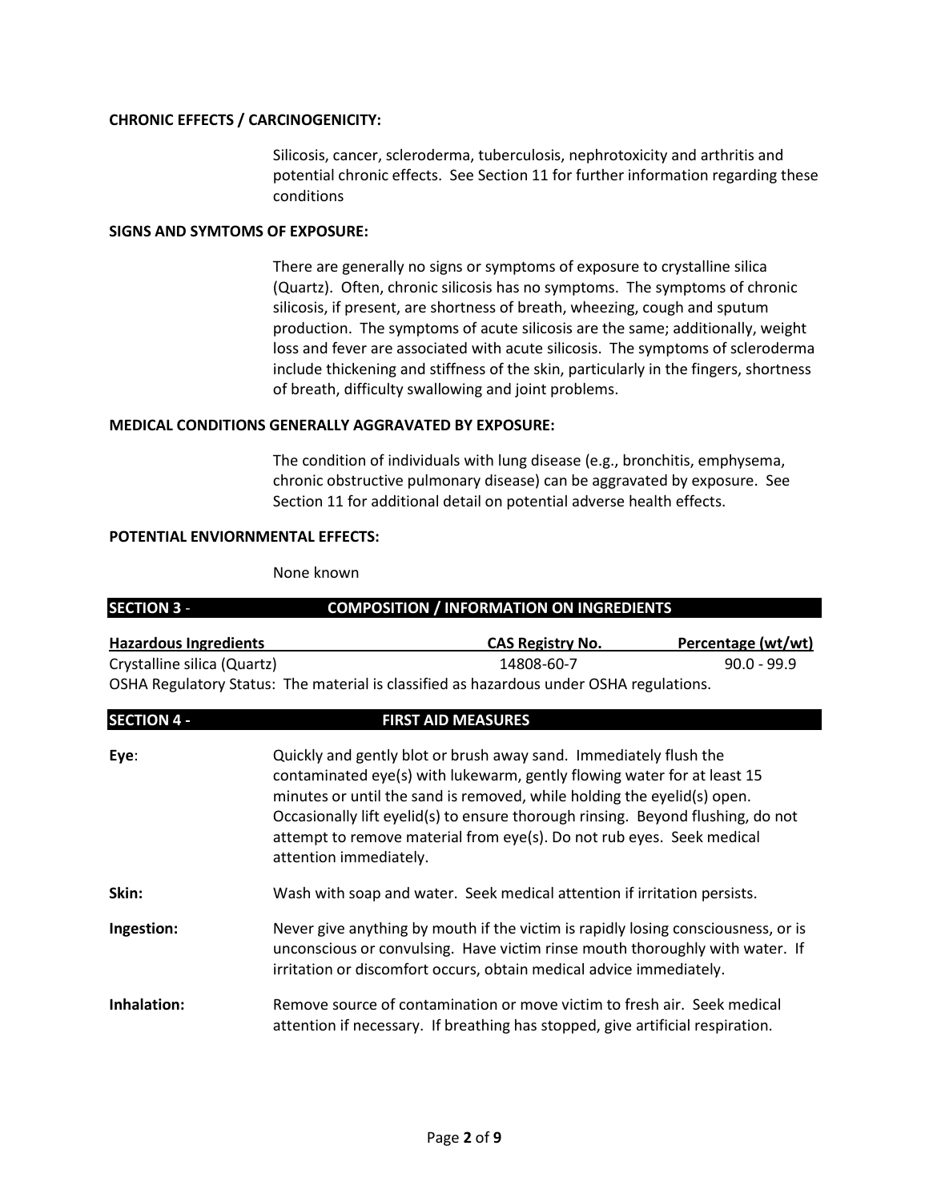**CHRONIC EFFECTS / CARCINOGENICITY:**

Silicosis, cancer, scleroderma, tuberculosis, nephrotoxicity and arthritis and potential chronic effects. See Section 11 for further information regarding these conditions

**SIGNS AND SYMTOMS OF EXPOSURE:**

There are generally no signs or symptoms of exposure to crystalline silica (Quartz). Often, chronic silicosis has no symptoms. The symptoms of chronic silicosis, if present, are shortness of breath, wheezing, cough and sputum production. The symptoms of acute silicosis are the same; additionally, weight loss and fever are associated with acute silicosis. The symptoms of scleroderma include thickening and stiffness of the skin, particularly in the fingers, shortness of breath, difficulty swallowing and joint problems.

**MEDICAL CONDITIONS GENERALLY AGGRAVATED BY EXPOSURE:**

The condition of individuals with lung disease (e.g., bronchitis, emphysema, chronic obstructive pulmonary disease) can be aggravated by exposure. See Section 11 for additional detail on potential adverse health effects.

**POTENTIAL ENVIORNMENTAL EFFECTS:**

None known

## SECTION 3 - COMPOSITION / INFORMATION ON INGREDIENTS

| Hazardous Ingredients | CAS Registry No. | Percentage (wt/wt) |
|---|---|---|
| Crystalline silica (Quartz) | 14808-60-7 | 90.0 - 99.9 |

OSHA Regulatory Status: The material is classified as hazardous under OSHA regulations.

## SECTION 4 - FIRST AID MEASURES

**Eye**: Quickly and gently blot or brush away sand. Immediately flush the contaminated eye(s) with lukewarm, gently flowing water for at least 15 minutes or until the sand is removed, while holding the eyelid(s) open. Occasionally lift eyelid(s) to ensure thorough rinsing. Beyond flushing, do not attempt to remove material from eye(s). Do not rub eyes. Seek medical attention immediately.

**Skin:** Wash with soap and water. Seek medical attention if irritation persists.

**Ingestion:** Never give anything by mouth if the victim is rapidly losing consciousness, or is unconscious or convulsing. Have victim rinse mouth thoroughly with water. If irritation or discomfort occurs, obtain medical advice immediately.

**Inhalation:** Remove source of contamination or move victim to fresh air. Seek medical attention if necessary. If breathing has stopped, give artificial respiration.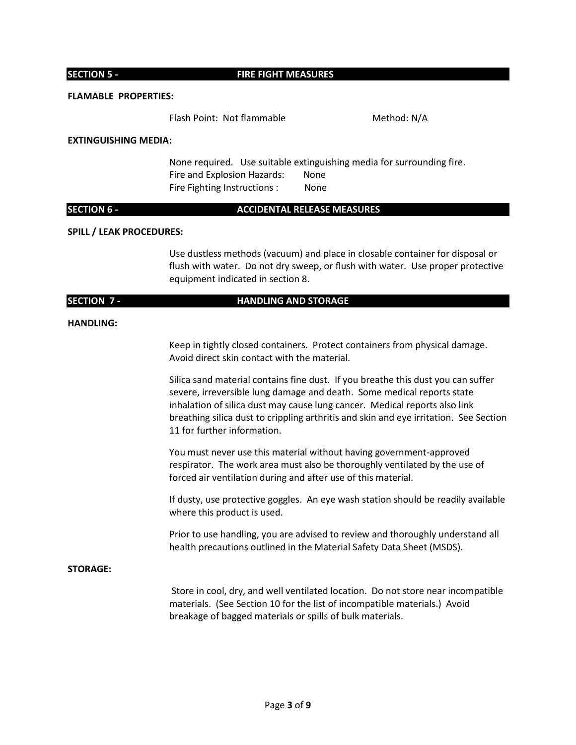## SECTION 5 - FIRE FIGHT MEASURES

**FLAMABLE PROPERTIES:**

Flash Point: Not flammable Method: N/A

**EXTINGUISHING MEDIA:**

None required. Use suitable extinguishing media for surrounding fire.
Fire and Explosion Hazards: None
Fire Fighting Instructions : None

## SECTION 6 - ACCIDENTAL RELEASE MEASURES

**SPILL / LEAK PROCEDURES:**

Use dustless methods (vacuum) and place in closable container for disposal or flush with water. Do not dry sweep, or flush with water. Use proper protective equipment indicated in section 8.

## SECTION 7 - HANDLING AND STORAGE

**HANDLING:**

Keep in tightly closed containers. Protect containers from physical damage. Avoid direct skin contact with the material.

Silica sand material contains fine dust. If you breathe this dust you can suffer severe, irreversible lung damage and death. Some medical reports state inhalation of silica dust may cause lung cancer. Medical reports also link breathing silica dust to crippling arthritis and skin and eye irritation. See Section 11 for further information.

You must never use this material without having government-approved respirator. The work area must also be thoroughly ventilated by the use of forced air ventilation during and after use of this material.

If dusty, use protective goggles. An eye wash station should be readily available where this product is used.

Prior to use handling, you are advised to review and thoroughly understand all health precautions outlined in the Material Safety Data Sheet (MSDS).

**STORAGE:**

Store in cool, dry, and well ventilated location. Do not store near incompatible materials. (See Section 10 for the list of incompatible materials.) Avoid breakage of bagged materials or spills of bulk materials.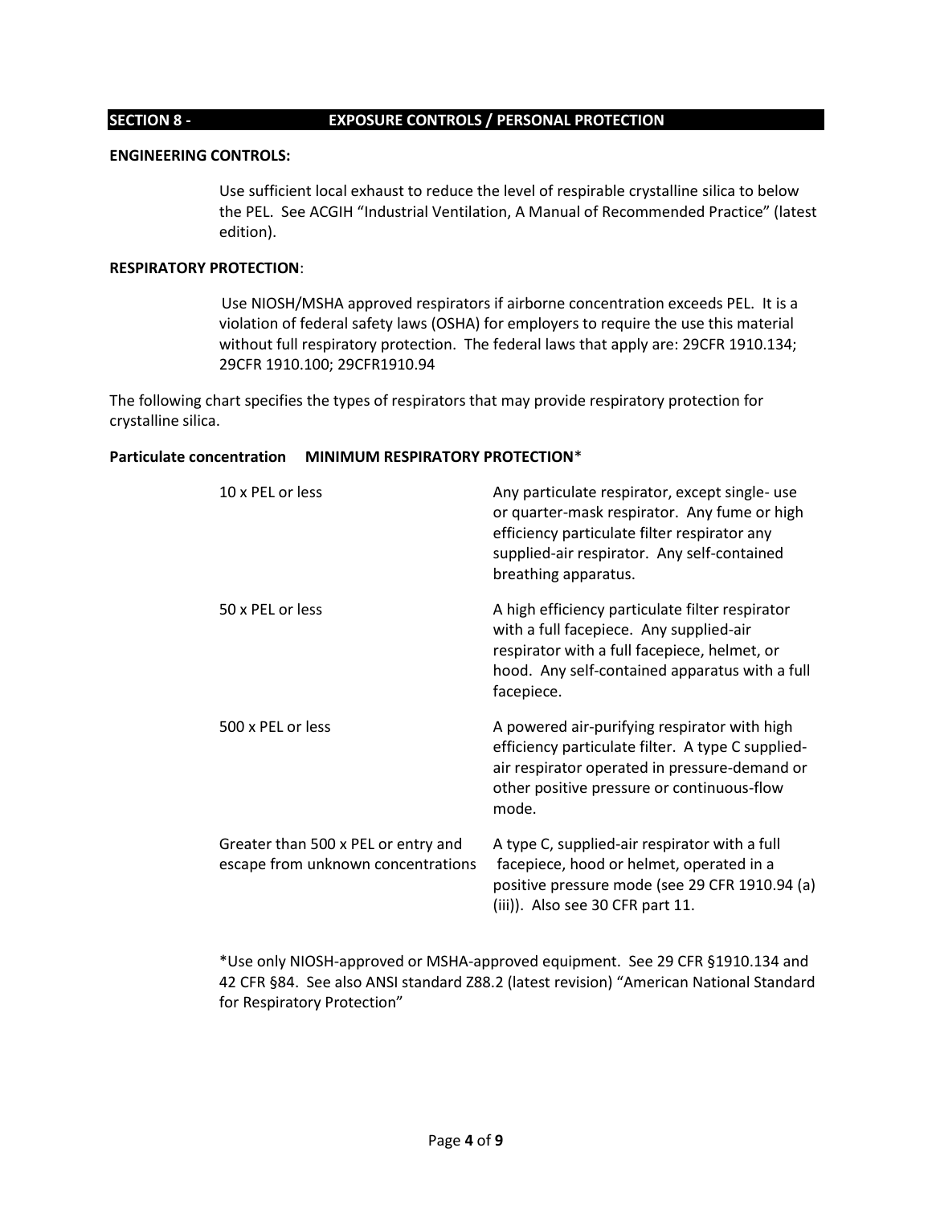## SECTION 8 - EXPOSURE CONTROLS / PERSONAL PROTECTION

**ENGINEERING CONTROLS:**

Use sufficient local exhaust to reduce the level of respirable crystalline silica to below the PEL. See ACGIH "Industrial Ventilation, A Manual of Recommended Practice" (latest edition).

**RESPIRATORY PROTECTION**:

Use NIOSH/MSHA approved respirators if airborne concentration exceeds PEL. It is a violation of federal safety laws (OSHA) for employers to require the use this material without full respiratory protection. The federal laws that apply are: 29CFR 1910.134; 29CFR 1910.100; 29CFR1910.94

The following chart specifies the types of respirators that may provide respiratory protection for crystalline silica.

| **Particulate concentration** | **MINIMUM RESPIRATORY PROTECTION*** |
|---|---|
| 10 x PEL or less | Any particulate respirator, except single- use or quarter-mask respirator. Any fume or high efficiency particulate filter respirator any supplied-air respirator. Any self-contained breathing apparatus. |
| 50 x PEL or less | A high efficiency particulate filter respirator with a full facepiece. Any supplied-air respirator with a full facepiece, helmet, or hood. Any self-contained apparatus with a full facepiece. |
| 500 x PEL or less | A powered air-purifying respirator with high efficiency particulate filter. A type C supplied-air respirator operated in pressure-demand or other positive pressure or continuous-flow mode. |
| Greater than 500 x PEL or entry and escape from unknown concentrations | A type C, supplied-air respirator with a full facepiece, hood or helmet, operated in a positive pressure mode (see 29 CFR 1910.94 (a)(iii)). Also see 30 CFR part 11. |

*Use only NIOSH-approved or MSHA-approved equipment. See 29 CFR §1910.134 and 42 CFR §84. See also ANSI standard Z88.2 (latest revision) "American National Standard for Respiratory Protection"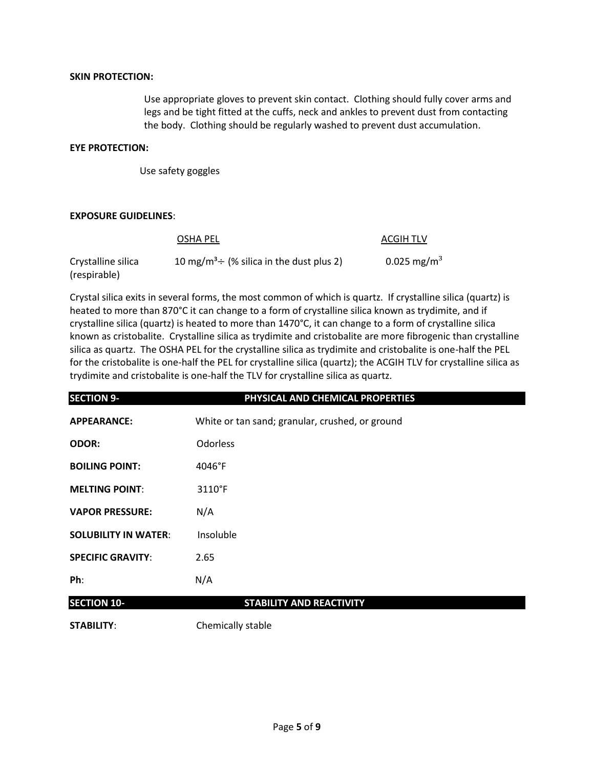**SKIN PROTECTION:**

Use appropriate gloves to prevent skin contact. Clothing should fully cover arms and legs and be tight fitted at the cuffs, neck and ankles to prevent dust from contacting the body. Clothing should be regularly washed to prevent dust accumulation.

**EYE PROTECTION:**

Use safety goggles

**EXPOSURE GUIDELINES**:

| | OSHA PEL | ACGIH TLV |
|---|---|---|
| Crystalline silica (respirable) | 10 $mg/m^3$ ÷ (% silica in the dust plus 2) | 0.025 $mg/m^3$ |

Crystal silica exits in several forms, the most common of which is quartz. If crystalline silica (quartz) is heated to more than 870°C it can change to a form of crystalline silica known as trydimite, and if crystalline silica (quartz) is heated to more than 1470°C, it can change to a form of crystalline silica known as cristobalite. Crystalline silica as trydimite and cristobalite are more fibrogenic than crystalline silica as quartz. The OSHA PEL for the crystalline silica as trydimite and cristobalite is one-half the PEL for the cristobalite is one-half the PEL for crystalline silica (quartz); the ACGIH TLV for crystalline silica as trydimite and cristobalite is one-half the TLV for crystalline silica as quartz.

## SECTION 9- PHYSICAL AND CHEMICAL PROPERTIES

**APPEARANCE:** White or tan sand; granular, crushed, or ground

**ODOR:** Odorless

**BOILING POINT:** 4046°F

**MELTING POINT**: 3110°F

**VAPOR PRESSURE:** N/A

**SOLUBILITY IN WATER**: Insoluble

**SPECIFIC GRAVITY**: 2.65

**Ph**: N/A

## SECTION 10- STABILITY AND REACTIVITY

**STABILITY**: Chemically stable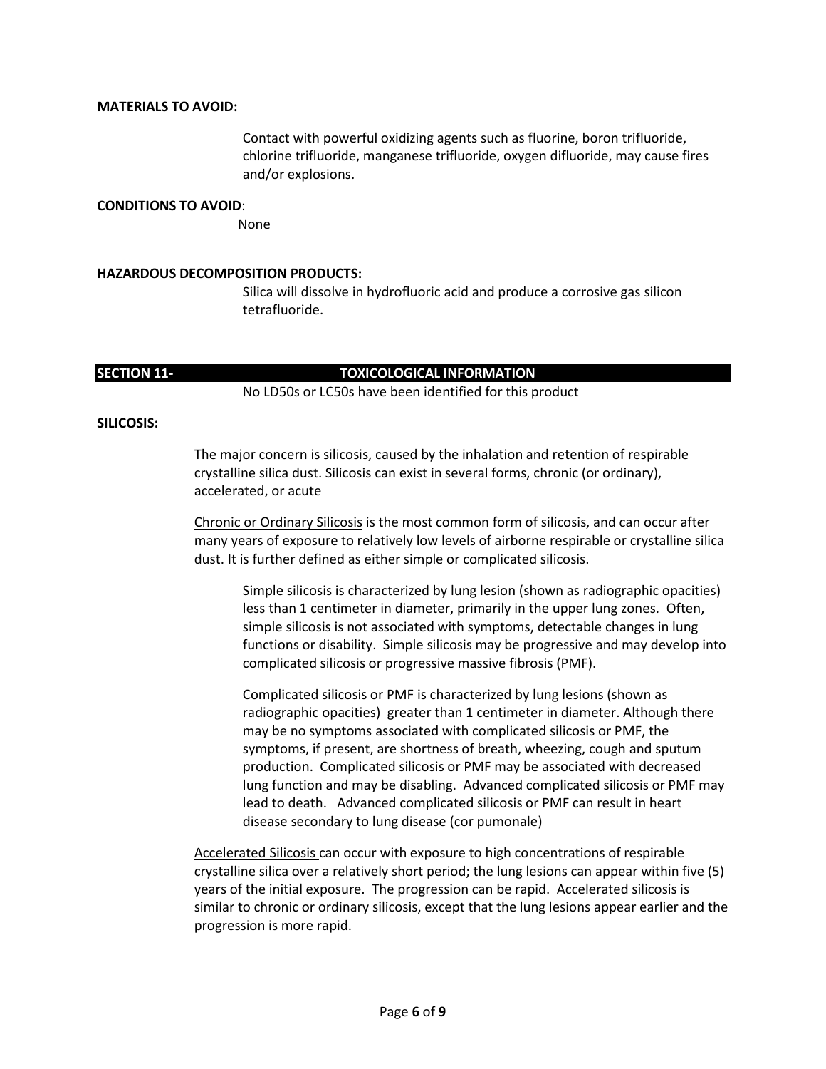**MATERIALS TO AVOID:**

Contact with powerful oxidizing agents such as fluorine, boron trifluoride, chlorine trifluoride, manganese trifluoride, oxygen difluoride, may cause fires and/or explosions.

**CONDITIONS TO AVOID**:

None

**HAZARDOUS DECOMPOSITION PRODUCTS:**

Silica will dissolve in hydrofluoric acid and produce a corrosive gas silicon tetrafluoride.

## SECTION 11- TOXICOLOGICAL INFORMATION

No LD50s or LC50s have been identified for this product

**SILICOSIS:**

The major concern is silicosis, caused by the inhalation and retention of respirable crystalline silica dust. Silicosis can exist in several forms, chronic (or ordinary), accelerated, or acute

Chronic or Ordinary Silicosis is the most common form of silicosis, and can occur after many years of exposure to relatively low levels of airborne respirable or crystalline silica dust. It is further defined as either simple or complicated silicosis.

Simple silicosis is characterized by lung lesion (shown as radiographic opacities) less than 1 centimeter in diameter, primarily in the upper lung zones. Often, simple silicosis is not associated with symptoms, detectable changes in lung functions or disability. Simple silicosis may be progressive and may develop into complicated silicosis or progressive massive fibrosis (PMF).

Complicated silicosis or PMF is characterized by lung lesions (shown as radiographic opacities) greater than 1 centimeter in diameter. Although there may be no symptoms associated with complicated silicosis or PMF, the symptoms, if present, are shortness of breath, wheezing, cough and sputum production. Complicated silicosis or PMF may be associated with decreased lung function and may be disabling. Advanced complicated silicosis or PMF may lead to death. Advanced complicated silicosis or PMF can result in heart disease secondary to lung disease (cor pumonale)

Accelerated Silicosis can occur with exposure to high concentrations of respirable crystalline silica over a relatively short period; the lung lesions can appear within five (5) years of the initial exposure. The progression can be rapid. Accelerated silicosis is similar to chronic or ordinary silicosis, except that the lung lesions appear earlier and the progression is more rapid.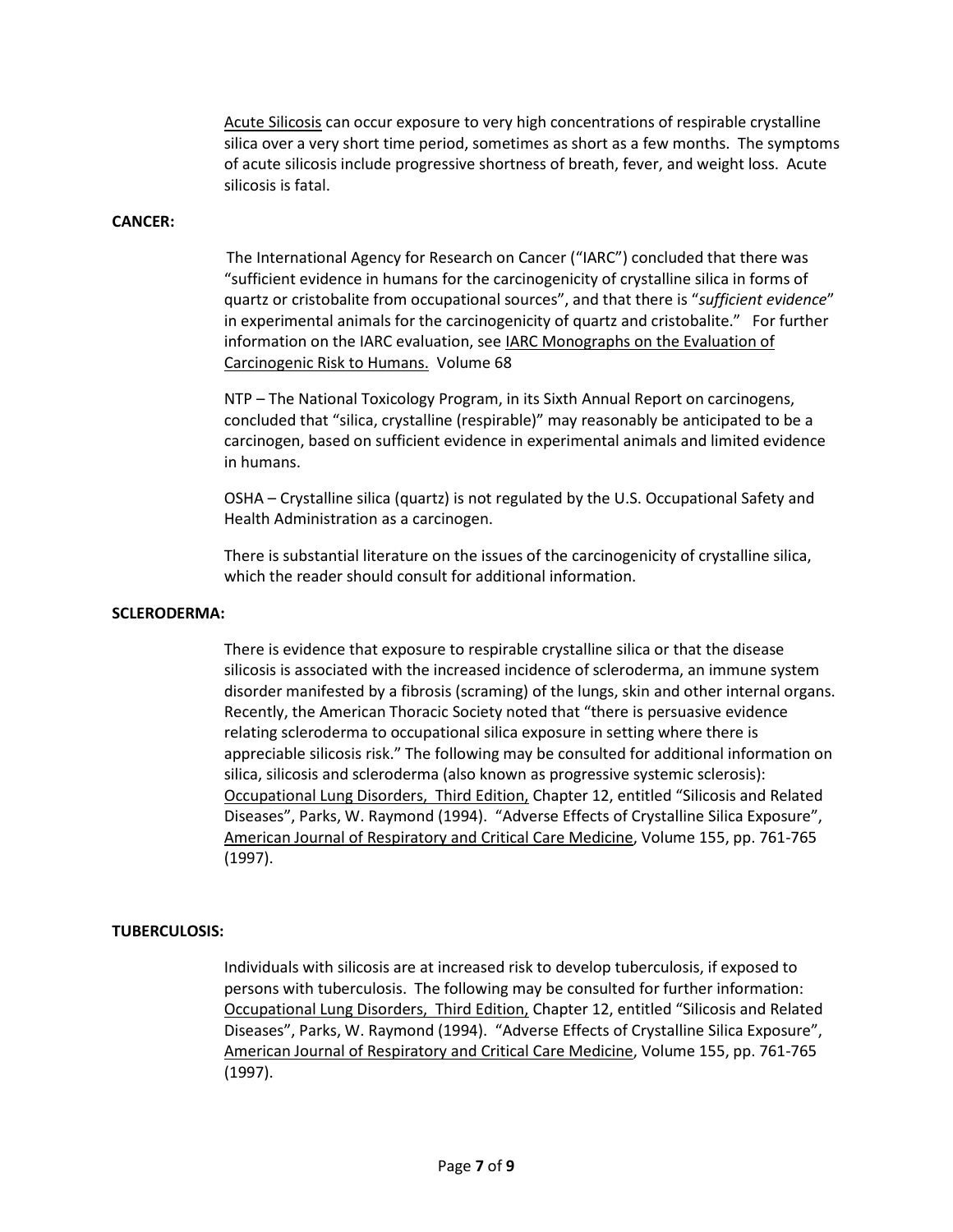Acute Silicosis can occur exposure to very high concentrations of respirable crystalline silica over a very short time period, sometimes as short as a few months. The symptoms of acute silicosis include progressive shortness of breath, fever, and weight loss. Acute silicosis is fatal.

**CANCER:**

The International Agency for Research on Cancer ("IARC") concluded that there was "sufficient evidence in humans for the carcinogenicity of crystalline silica in forms of quartz or cristobalite from occupational sources", and that there is "*sufficient evidence*" in experimental animals for the carcinogenicity of quartz and cristobalite." For further information on the IARC evaluation, see IARC Monographs on the Evaluation of Carcinogenic Risk to Humans. Volume 68

NTP – The National Toxicology Program, in its Sixth Annual Report on carcinogens, concluded that "silica, crystalline (respirable)" may reasonably be anticipated to be a carcinogen, based on sufficient evidence in experimental animals and limited evidence in humans.

OSHA – Crystalline silica (quartz) is not regulated by the U.S. Occupational Safety and Health Administration as a carcinogen.

There is substantial literature on the issues of the carcinogenicity of crystalline silica, which the reader should consult for additional information.

**SCLERODERMA:**

There is evidence that exposure to respirable crystalline silica or that the disease silicosis is associated with the increased incidence of scleroderma, an immune system disorder manifested by a fibrosis (scraming) of the lungs, skin and other internal organs. Recently, the American Thoracic Society noted that "there is persuasive evidence relating scleroderma to occupational silica exposure in setting where there is appreciable silicosis risk." The following may be consulted for additional information on silica, silicosis and scleroderma (also known as progressive systemic sclerosis): Occupational Lung Disorders, Third Edition, Chapter 12, entitled "Silicosis and Related Diseases", Parks, W. Raymond (1994). "Adverse Effects of Crystalline Silica Exposure", American Journal of Respiratory and Critical Care Medicine, Volume 155, pp. 761-765 (1997).

**TUBERCULOSIS:**

Individuals with silicosis are at increased risk to develop tuberculosis, if exposed to persons with tuberculosis. The following may be consulted for further information: Occupational Lung Disorders, Third Edition, Chapter 12, entitled "Silicosis and Related Diseases", Parks, W. Raymond (1994). "Adverse Effects of Crystalline Silica Exposure", American Journal of Respiratory and Critical Care Medicine, Volume 155, pp. 761-765 (1997).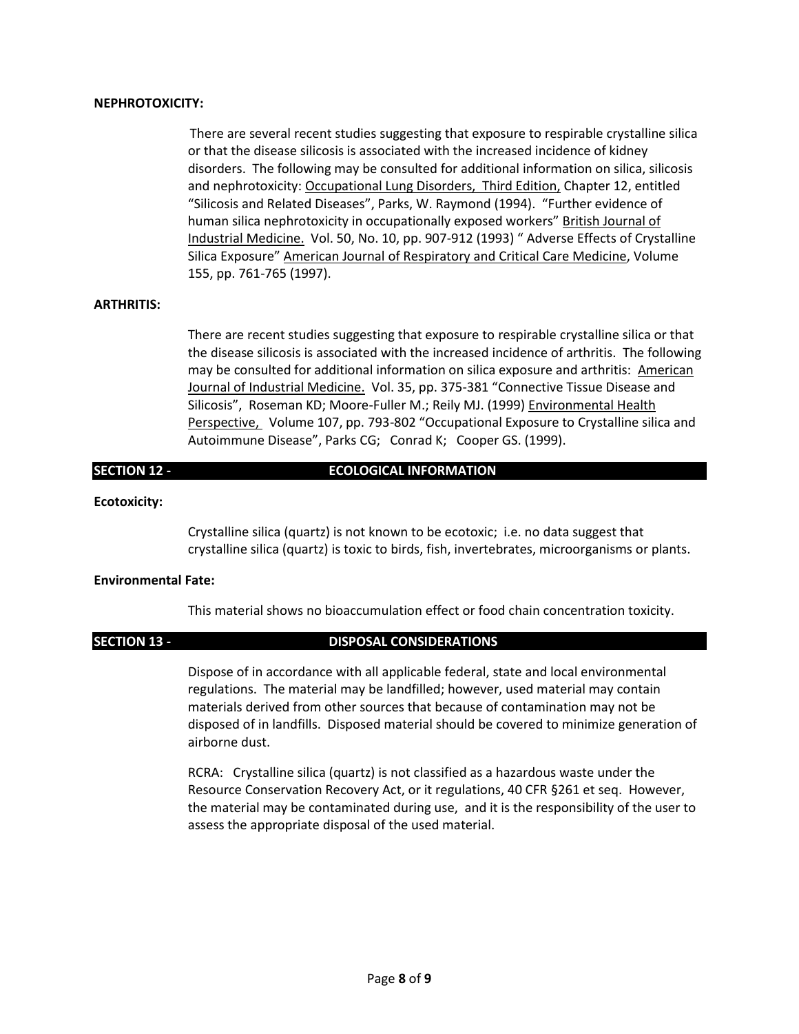**NEPHROTOXICITY:**

There are several recent studies suggesting that exposure to respirable crystalline silica or that the disease silicosis is associated with the increased incidence of kidney disorders. The following may be consulted for additional information on silica, silicosis and nephrotoxicity: Occupational Lung Disorders, Third Edition, Chapter 12, entitled "Silicosis and Related Diseases", Parks, W. Raymond (1994). "Further evidence of human silica nephrotoxicity in occupationally exposed workers" British Journal of Industrial Medicine. Vol. 50, No. 10, pp. 907-912 (1993) " Adverse Effects of Crystalline Silica Exposure" American Journal of Respiratory and Critical Care Medicine, Volume 155, pp. 761-765 (1997).

**ARTHRITIS:**

There are recent studies suggesting that exposure to respirable crystalline silica or that the disease silicosis is associated with the increased incidence of arthritis. The following may be consulted for additional information on silica exposure and arthritis: American Journal of Industrial Medicine. Vol. 35, pp. 375-381 "Connective Tissue Disease and Silicosis", Roseman KD; Moore-Fuller M.; Reily MJ. (1999) Environmental Health Perspective, Volume 107, pp. 793-802 "Occupational Exposure to Crystalline silica and Autoimmune Disease", Parks CG; Conrad K; Cooper GS. (1999).

## SECTION 12 - ECOLOGICAL INFORMATION

**Ecotoxicity:**

Crystalline silica (quartz) is not known to be ecotoxic; i.e. no data suggest that crystalline silica (quartz) is toxic to birds, fish, invertebrates, microorganisms or plants.

**Environmental Fate:**

This material shows no bioaccumulation effect or food chain concentration toxicity.

## SECTION 13 - DISPOSAL CONSIDERATIONS

Dispose of in accordance with all applicable federal, state and local environmental regulations. The material may be landfilled; however, used material may contain materials derived from other sources that because of contamination may not be disposed of in landfills. Disposed material should be covered to minimize generation of airborne dust.

RCRA: Crystalline silica (quartz) is not classified as a hazardous waste under the Resource Conservation Recovery Act, or it regulations, 40 CFR §261 et seq. However, the material may be contaminated during use, and it is the responsibility of the user to assess the appropriate disposal of the used material.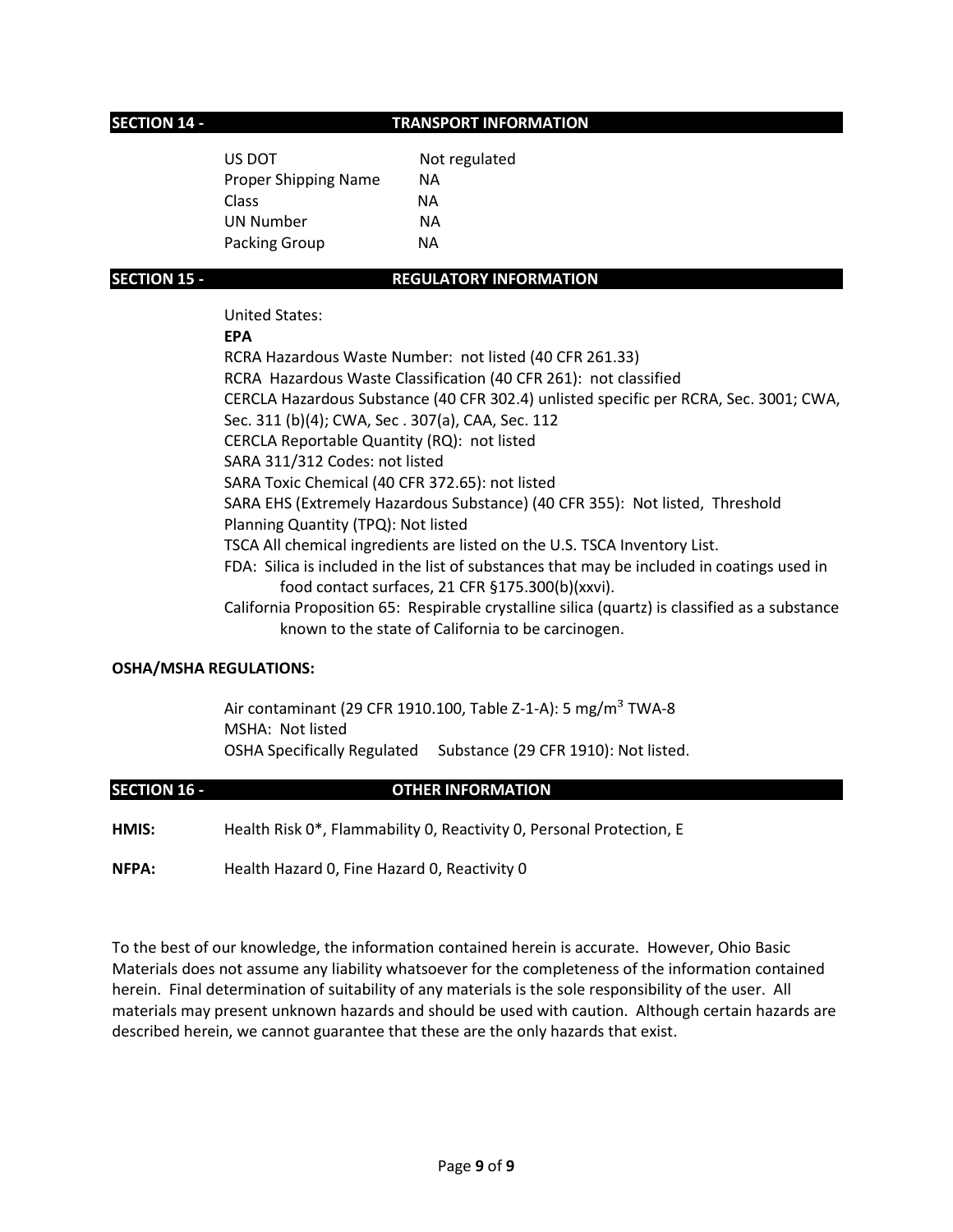## SECTION 14 - TRANSPORT INFORMATION

| | |
|---|---|
| US DOT | Not regulated |
| Proper Shipping Name | NA |
| Class | NA |
| UN Number | NA |
| Packing Group | NA |

## SECTION 15 - REGULATORY INFORMATION

United States:

**EPA**

RCRA Hazardous Waste Number: not listed (40 CFR 261.33)
RCRA Hazardous Waste Classification (40 CFR 261): not classified
CERCLA Hazardous Substance (40 CFR 302.4) unlisted specific per RCRA, Sec. 3001; CWA, Sec. 311 (b)(4); CWA, Sec . 307(a), CAA, Sec. 112
CERCLA Reportable Quantity (RQ): not listed
SARA 311/312 Codes: not listed
SARA Toxic Chemical (40 CFR 372.65): not listed
SARA EHS (Extremely Hazardous Substance) (40 CFR 355): Not listed, Threshold Planning Quantity (TPQ): Not listed
TSCA All chemical ingredients are listed on the U.S. TSCA Inventory List.
FDA: Silica is included in the list of substances that may be included in coatings used in food contact surfaces, 21 CFR §175.300(b)(xxvi).
California Proposition 65: Respirable crystalline silica (quartz) is classified as a substance known to the state of California to be carcinogen.

**OSHA/MSHA REGULATIONS:**

Air contaminant (29 CFR 1910.100, Table Z-1-A): 5 mg/m$^3$ TWA-8
MSHA: Not listed
OSHA Specifically Regulated Substance (29 CFR 1910): Not listed.

## SECTION 16 - OTHER INFORMATION

**HMIS:** Health Risk 0*, Flammability 0, Reactivity 0, Personal Protection, E

**NFPA:** Health Hazard 0, Fine Hazard 0, Reactivity 0

To the best of our knowledge, the information contained herein is accurate. However, Ohio Basic Materials does not assume any liability whatsoever for the completeness of the information contained herein. Final determination of suitability of any materials is the sole responsibility of the user. All materials may present unknown hazards and should be used with caution. Although certain hazards are described herein, we cannot guarantee that these are the only hazards that exist.